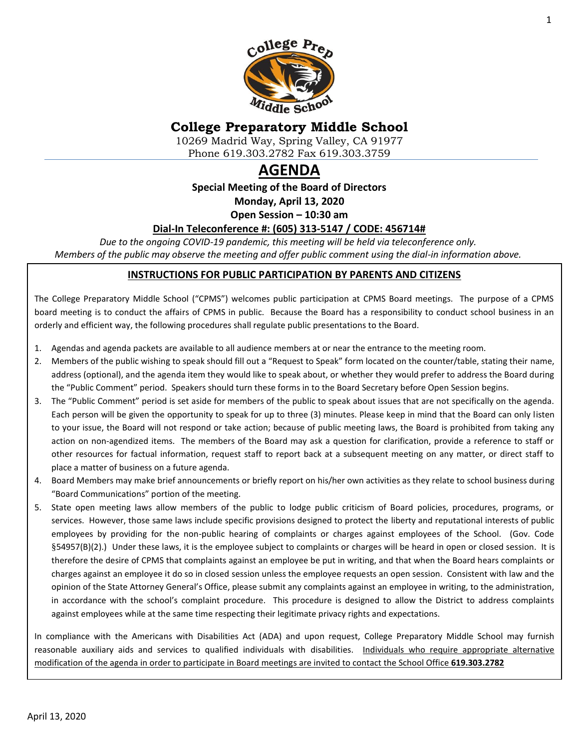# College Preparatory Middle School

10269 Madrid Way, Spring Valley, CA 91977
Phone 619.303.2782 Fax 619.303.3759

# AGENDA

**Special Meeting of the Board of Directors**
**Monday, April 13, 2020**
**Open Session – 10:30 am**
**Dial-In Teleconference #: (605) 313-5147 / CODE: 456714#**

*Due to the ongoing COVID-19 pandemic, this meeting will be held via teleconference only.*
*Members of the public may observe the meeting and offer public comment using the dial-in information above.*

## INSTRUCTIONS FOR PUBLIC PARTICIPATION BY PARENTS AND CITIZENS

The College Preparatory Middle School ("CPMS") welcomes public participation at CPMS Board meetings. The purpose of a CPMS board meeting is to conduct the affairs of CPMS in public. Because the Board has a responsibility to conduct school business in an orderly and efficient way, the following procedures shall regulate public presentations to the Board.

1. Agendas and agenda packets are available to all audience members at or near the entrance to the meeting room.
2. Members of the public wishing to speak should fill out a "Request to Speak" form located on the counter/table, stating their name, address (optional), and the agenda item they would like to speak about, or whether they would prefer to address the Board during the "Public Comment" period. Speakers should turn these forms in to the Board Secretary before Open Session begins.
3. The "Public Comment" period is set aside for members of the public to speak about issues that are not specifically on the agenda. Each person will be given the opportunity to speak for up to three (3) minutes. Please keep in mind that the Board can only listen to your issue, the Board will not respond or take action; because of public meeting laws, the Board is prohibited from taking any action on non-agendized items. The members of the Board may ask a question for clarification, provide a reference to staff or other resources for factual information, request staff to report back at a subsequent meeting on any matter, or direct staff to place a matter of business on a future agenda.
4. Board Members may make brief announcements or briefly report on his/her own activities as they relate to school business during "Board Communications" portion of the meeting.
5. State open meeting laws allow members of the public to lodge public criticism of Board policies, procedures, programs, or services. However, those same laws include specific provisions designed to protect the liberty and reputational interests of public employees by providing for the non-public hearing of complaints or charges against employees of the School. (Gov. Code §54957(B)(2).) Under these laws, it is the employee subject to complaints or charges will be heard in open or closed session. It is therefore the desire of CPMS that complaints against an employee be put in writing, and that when the Board hears complaints or charges against an employee it do so in closed session unless the employee requests an open session. Consistent with law and the opinion of the State Attorney General's Office, please submit any complaints against an employee in writing, to the administration, in accordance with the school's complaint procedure. This procedure is designed to allow the District to address complaints against employees while at the same time respecting their legitimate privacy rights and expectations.

In compliance with the Americans with Disabilities Act (ADA) and upon request, College Preparatory Middle School may furnish reasonable auxiliary aids and services to qualified individuals with disabilities. Individuals who require appropriate alternative modification of the agenda in order to participate in Board meetings are invited to contact the School Office **619.303.2782**

April 13, 2020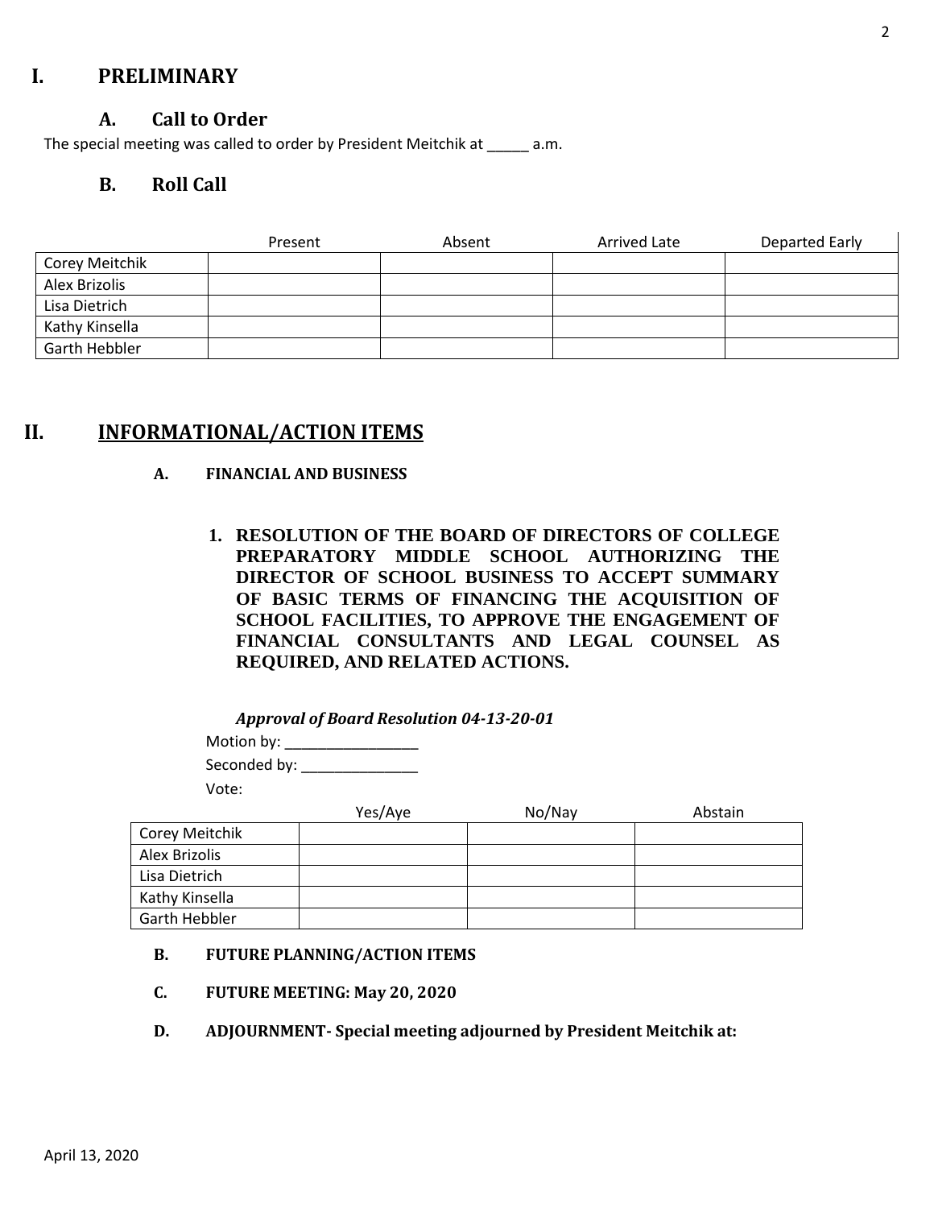# I. PRELIMINARY

## A. Call to Order

The special meeting was called to order by President Meitchik at _____ a.m.

## B. Roll Call

| | Present | Absent | Arrived Late | Departed Early |
|---|---|---|---|---|
| Corey Meitchik | | | | |
| Alex Brizolis | | | | |
| Lisa Dietrich | | | | |
| Kathy Kinsella | | | | |
| Garth Hebbler | | | | |

# II. INFORMATIONAL/ACTION ITEMS

### A. FINANCIAL AND BUSINESS

1. **RESOLUTION OF THE BOARD OF DIRECTORS OF COLLEGE PREPARATORY MIDDLE SCHOOL AUTHORIZING THE DIRECTOR OF SCHOOL BUSINESS TO ACCEPT SUMMARY OF BASIC TERMS OF FINANCING THE ACQUISITION OF SCHOOL FACILITIES, TO APPROVE THE ENGAGEMENT OF FINANCIAL CONSULTANTS AND LEGAL COUNSEL AS REQUIRED, AND RELATED ACTIONS.**

***Approval of Board Resolution 04-13-20-01***

Motion by: ________________

Seconded by: ______________

Vote:

| | Yes/Aye | No/Nay | Abstain |
|---|---|---|---|
| Corey Meitchik | | | |
| Alex Brizolis | | | |
| Lisa Dietrich | | | |
| Kathy Kinsella | | | |
| Garth Hebbler | | | |

### B. FUTURE PLANNING/ACTION ITEMS

### C. FUTURE MEETING: May 20, 2020

### D. ADJOURNMENT- Special meeting adjourned by President Meitchik at:

April 13, 2020